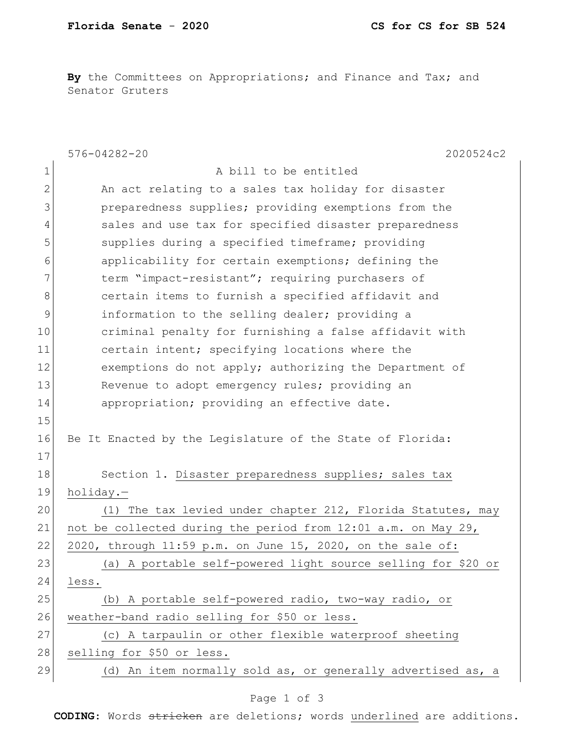**By** the Committees on Appropriations; and Finance and Tax; and Senator Gruters

576-04282-20 2020524c2

A bill to be entitled

An act relating to a sales tax holiday for disaster preparedness supplies; providing exemptions from the sales and use tax for specified disaster preparedness supplies during a specified timeframe; providing applicability for certain exemptions; defining the term "impact-resistant"; requiring purchasers of certain items to furnish a specified affidavit and information to the selling dealer; providing a criminal penalty for furnishing a false affidavit with certain intent; specifying locations where the exemptions do not apply; authorizing the Department of Revenue to adopt emergency rules; providing an appropriation; providing an effective date.

Be It Enacted by the Legislature of the State of Florida:

Section 1. Disaster preparedness supplies; sales tax holiday.—

(1) The tax levied under chapter 212, Florida Statutes, may not be collected during the period from 12:01 a.m. on May 29, 2020, through 11:59 p.m. on June 15, 2020, on the sale of:

(a) A portable self-powered light source selling for $20 or less.

(b) A portable self-powered radio, two-way radio, or weather-band radio selling for $50 or less.

(c) A tarpaulin or other flexible waterproof sheeting selling for $50 or less.

(d) An item normally sold as, or generally advertised as, a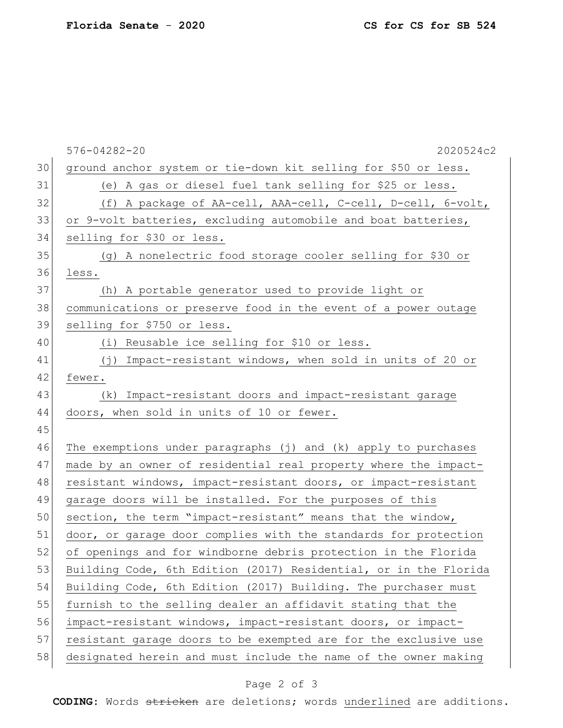576-04282-20 2020524c2

ground anchor system or tie-down kit selling for $50 or less.

(e) A gas or diesel fuel tank selling for $25 or less.

(f) A package of AA-cell, AAA-cell, C-cell, D-cell, 6-volt, or 9-volt batteries, excluding automobile and boat batteries, selling for $30 or less.

(g) A nonelectric food storage cooler selling for $30 or less.

(h) A portable generator used to provide light or communications or preserve food in the event of a power outage selling for $750 or less.

(i) Reusable ice selling for $10 or less.

(j) Impact-resistant windows, when sold in units of 20 or fewer.

(k) Impact-resistant doors and impact-resistant garage doors, when sold in units of 10 or fewer.

The exemptions under paragraphs (j) and (k) apply to purchases made by an owner of residential real property where the impact-resistant windows, impact-resistant doors, or impact-resistant garage doors will be installed. For the purposes of this section, the term "impact-resistant" means that the window, door, or garage door complies with the standards for protection of openings and for windborne debris protection in the Florida Building Code, 6th Edition (2017) Residential, or in the Florida Building Code, 6th Edition (2017) Building. The purchaser must furnish to the selling dealer an affidavit stating that the impact-resistant windows, impact-resistant doors, or impact-resistant garage doors to be exempted are for the exclusive use designated herein and must include the name of the owner making

**CODING:** Words ~~stricken~~ are deletions; words underlined are additions.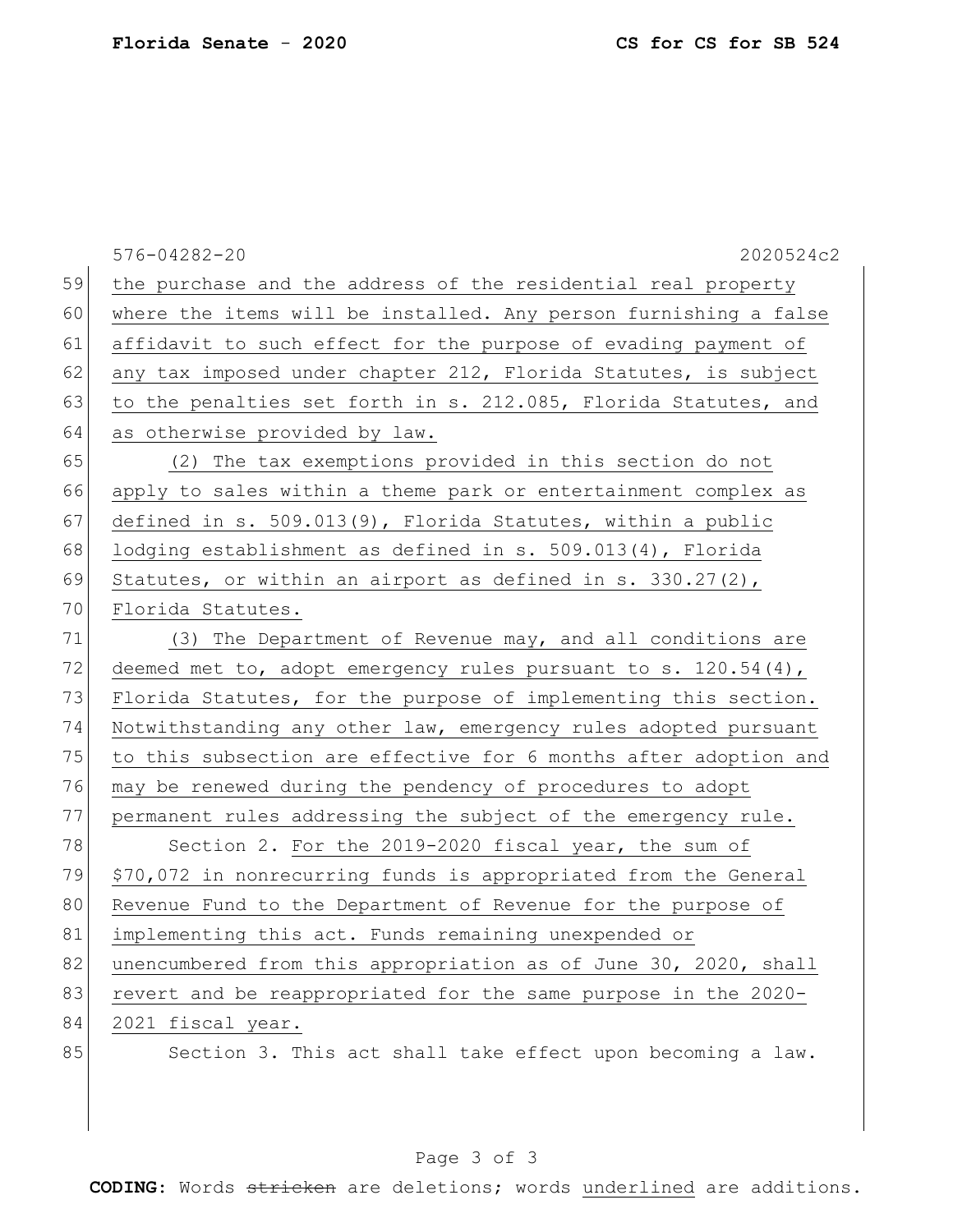the purchase and the address of the residential real property where the items will be installed. Any person furnishing a false affidavit to such effect for the purpose of evading payment of any tax imposed under chapter 212, Florida Statutes, is subject to the penalties set forth in s. 212.085, Florida Statutes, and as otherwise provided by law.

(2) The tax exemptions provided in this section do not apply to sales within a theme park or entertainment complex as defined in s. 509.013(9), Florida Statutes, within a public lodging establishment as defined in s. 509.013(4), Florida Statutes, or within an airport as defined in s. 330.27(2), Florida Statutes.

(3) The Department of Revenue may, and all conditions are deemed met to, adopt emergency rules pursuant to s. 120.54(4), Florida Statutes, for the purpose of implementing this section. Notwithstanding any other law, emergency rules adopted pursuant to this subsection are effective for 6 months after adoption and may be renewed during the pendency of procedures to adopt permanent rules addressing the subject of the emergency rule.

Section 2. For the 2019-2020 fiscal year, the sum of $70,072 in nonrecurring funds is appropriated from the General Revenue Fund to the Department of Revenue for the purpose of implementing this act. Funds remaining unexpended or unencumbered from this appropriation as of June 30, 2020, shall revert and be reappropriated for the same purpose in the 2020-2021 fiscal year.

Section 3. This act shall take effect upon becoming a law.

**CODING:** Words ~~stricken~~ are deletions; words underlined are additions.